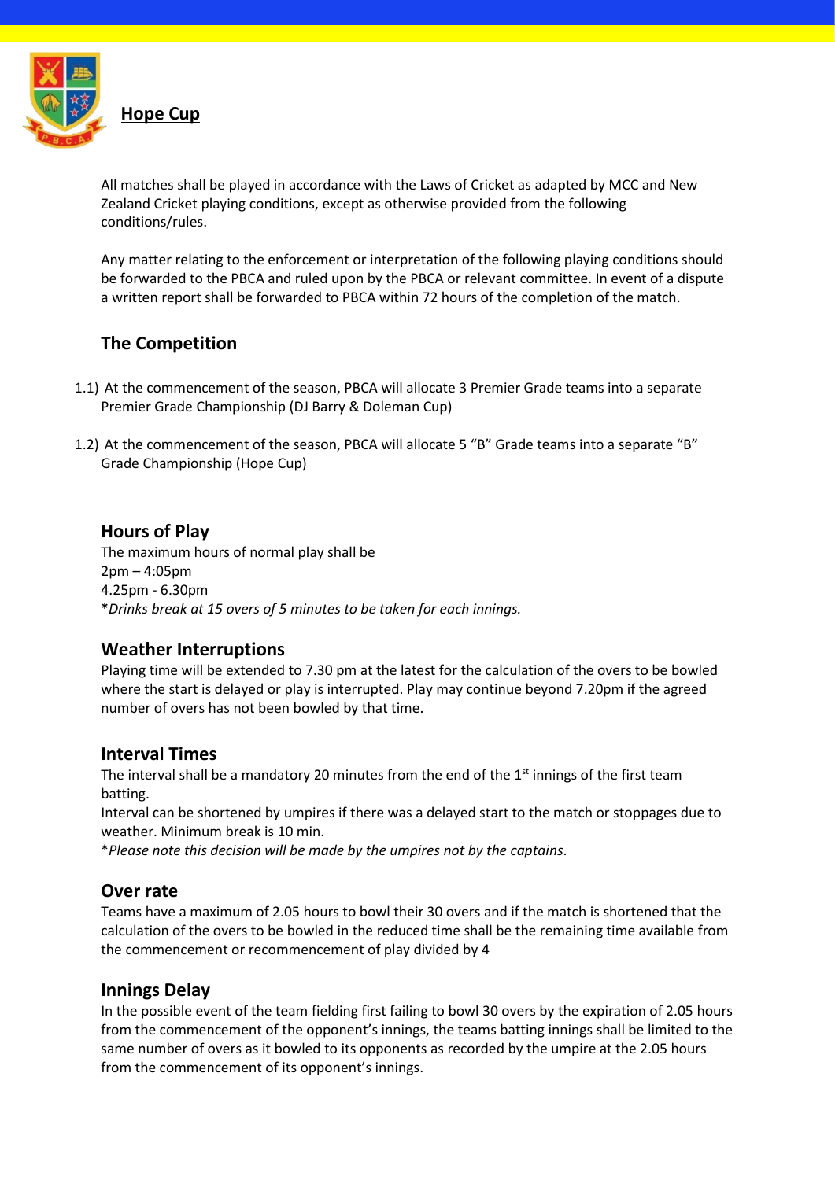# Hope Cup

All matches shall be played in accordance with the Laws of Cricket as adapted by MCC and New Zealand Cricket playing conditions, except as otherwise provided from the following conditions/rules.

Any matter relating to the enforcement or interpretation of the following playing conditions should be forwarded to the PBCA and ruled upon by the PBCA or relevant committee. In event of a dispute a written report shall be forwarded to PBCA within 72 hours of the completion of the match.

## The Competition

1.1) At the commencement of the season, PBCA will allocate 3 Premier Grade teams into a separate Premier Grade Championship (DJ Barry & Doleman Cup)

1.2) At the commencement of the season, PBCA will allocate 5 "B" Grade teams into a separate "B" Grade Championship (Hope Cup)

## Hours of Play

The maximum hours of normal play shall be
2pm – 4:05pm
4.25pm - 6.30pm
***Drinks break at 15 overs of 5 minutes to be taken for each innings.***

## Weather Interruptions

Playing time will be extended to 7.30 pm at the latest for the calculation of the overs to be bowled where the start is delayed or play is interrupted. Play may continue beyond 7.20pm if the agreed number of overs has not been bowled by that time.

## Interval Times

The interval shall be a mandatory 20 minutes from the end of the 1st innings of the first team batting.
Interval can be shortened by umpires if there was a delayed start to the match or stoppages due to weather. Minimum break is 10 min.
\**Please note this decision will be made by the umpires not by the captains*.

## Over rate

Teams have a maximum of 2.05 hours to bowl their 30 overs and if the match is shortened that the calculation of the overs to be bowled in the reduced time shall be the remaining time available from the commencement or recommencement of play divided by 4

## Innings Delay

In the possible event of the team fielding first failing to bowl 30 overs by the expiration of 2.05 hours from the commencement of the opponent's innings, the teams batting innings shall be limited to the same number of overs as it bowled to its opponents as recorded by the umpire at the 2.05 hours from the commencement of its opponent's innings.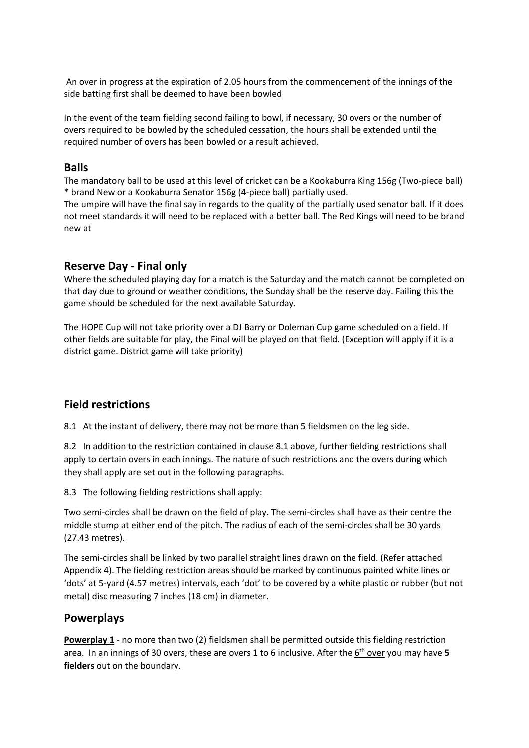An over in progress at the expiration of 2.05 hours from the commencement of the innings of the side batting first shall be deemed to have been bowled

In the event of the team fielding second failing to bowl, if necessary, 30 overs or the number of overs required to be bowled by the scheduled cessation, the hours shall be extended until the required number of overs has been bowled or a result achieved.

## Balls

The mandatory ball to be used at this level of cricket can be a Kookaburra King 156g (Two-piece ball) * brand New or a Kookaburra Senator 156g (4-piece ball) partially used.
The umpire will have the final say in regards to the quality of the partially used senator ball. If it does not meet standards it will need to be replaced with a better ball. The Red Kings will need to be brand new at

## Reserve Day - Final only

Where the scheduled playing day for a match is the Saturday and the match cannot be completed on that day due to ground or weather conditions, the Sunday shall be the reserve day. Failing this the game should be scheduled for the next available Saturday.

The HOPE Cup will not take priority over a DJ Barry or Doleman Cup game scheduled on a field. If other fields are suitable for play, the Final will be played on that field. (Exception will apply if it is a district game. District game will take priority)

## Field restrictions

8.1 At the instant of delivery, there may not be more than 5 fieldsmen on the leg side.

8.2 In addition to the restriction contained in clause 8.1 above, further fielding restrictions shall apply to certain overs in each innings. The nature of such restrictions and the overs during which they shall apply are set out in the following paragraphs.

8.3 The following fielding restrictions shall apply:

Two semi-circles shall be drawn on the field of play. The semi-circles shall have as their centre the middle stump at either end of the pitch. The radius of each of the semi-circles shall be 30 yards (27.43 metres).

The semi-circles shall be linked by two parallel straight lines drawn on the field. (Refer attached Appendix 4). The fielding restriction areas should be marked by continuous painted white lines or 'dots' at 5-yard (4.57 metres) intervals, each 'dot' to be covered by a white plastic or rubber (but not metal) disc measuring 7 inches (18 cm) in diameter.

## Powerplays

**Powerplay 1** - no more than two (2) fieldsmen shall be permitted outside this fielding restriction area. In an innings of 30 overs, these are overs 1 to 6 inclusive. After the 6th over you may have **5 fielders** out on the boundary.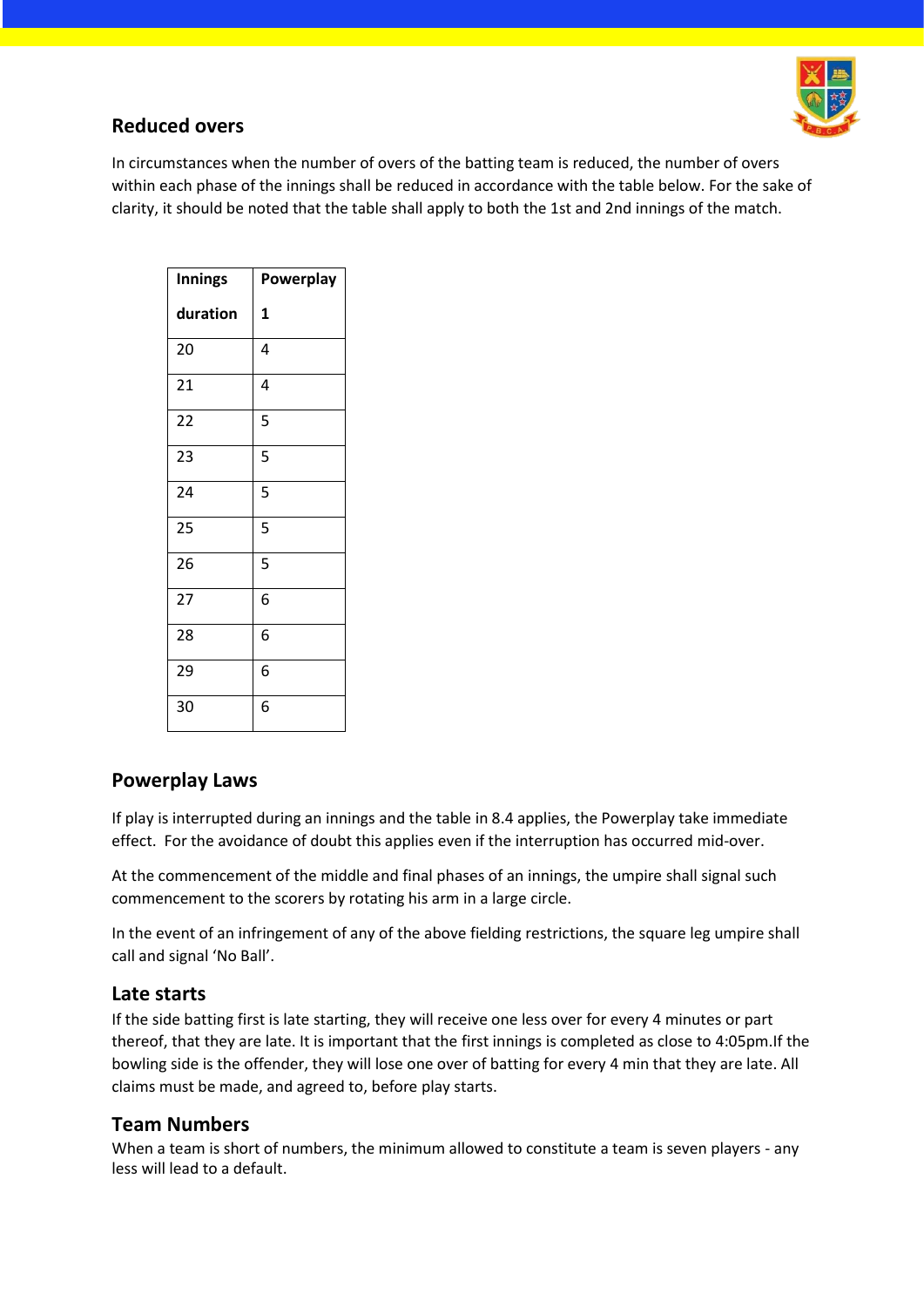## Reduced overs

In circumstances when the number of overs of the batting team is reduced, the number of overs within each phase of the innings shall be reduced in accordance with the table below. For the sake of clarity, it should be noted that the table shall apply to both the 1st and 2nd innings of the match.

| Innings duration | Powerplay 1 |
|---|---|
| 20 | 4 |
| 21 | 4 |
| 22 | 5 |
| 23 | 5 |
| 24 | 5 |
| 25 | 5 |
| 26 | 5 |
| 27 | 6 |
| 28 | 6 |
| 29 | 6 |
| 30 | 6 |

## Powerplay Laws

If play is interrupted during an innings and the table in 8.4 applies, the Powerplay take immediate effect. For the avoidance of doubt this applies even if the interruption has occurred mid-over.

At the commencement of the middle and final phases of an innings, the umpire shall signal such commencement to the scorers by rotating his arm in a large circle.

In the event of an infringement of any of the above fielding restrictions, the square leg umpire shall call and signal 'No Ball'.

## Late starts

If the side batting first is late starting, they will receive one less over for every 4 minutes or part thereof, that they are late. It is important that the first innings is completed as close to 4:05pm.If the bowling side is the offender, they will lose one over of batting for every 4 min that they are late. All claims must be made, and agreed to, before play starts.

## Team Numbers

When a team is short of numbers, the minimum allowed to constitute a team is seven players - any less will lead to a default.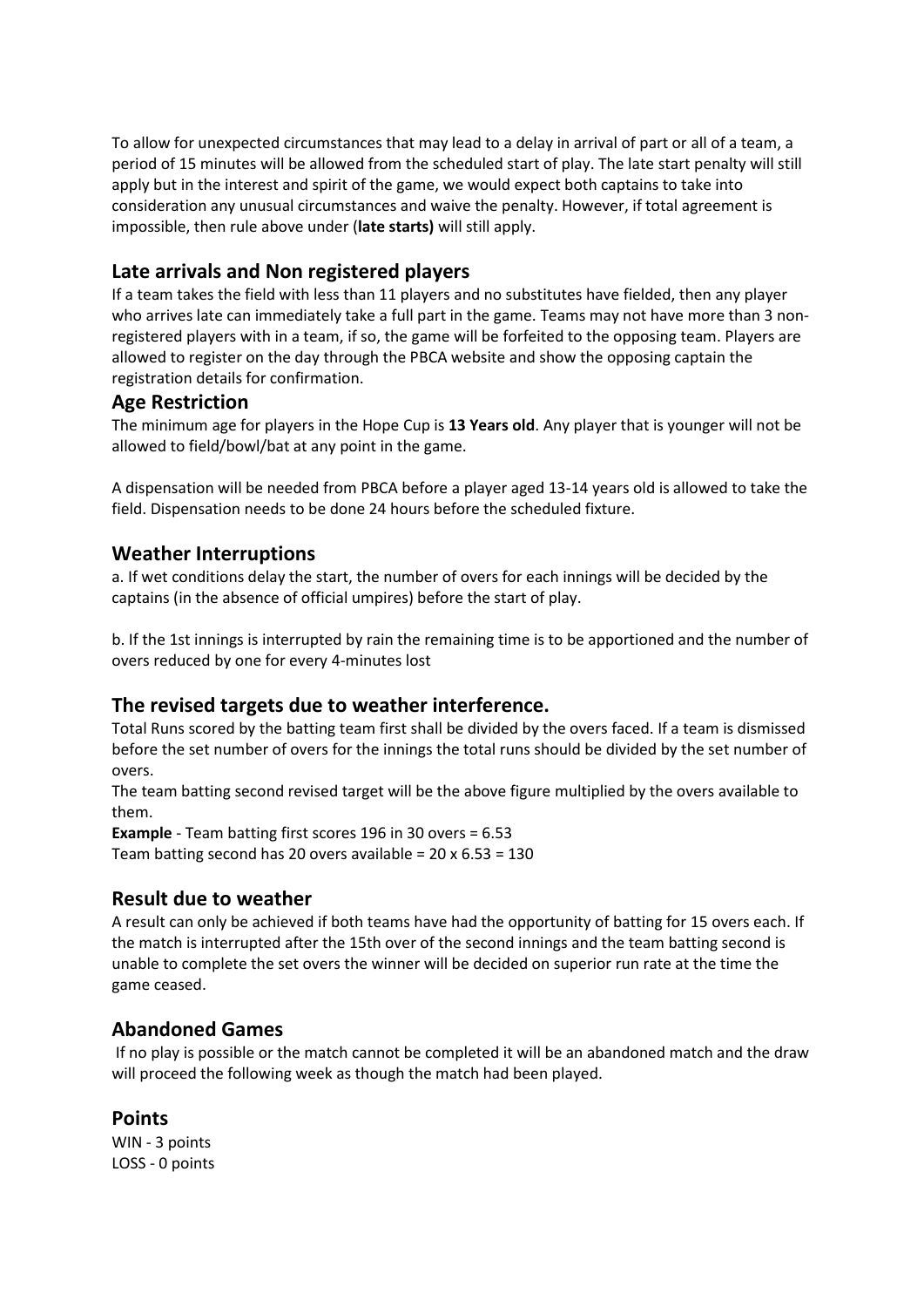To allow for unexpected circumstances that may lead to a delay in arrival of part or all of a team, a period of 15 minutes will be allowed from the scheduled start of play. The late start penalty will still apply but in the interest and spirit of the game, we would expect both captains to take into consideration any unusual circumstances and waive the penalty. However, if total agreement is impossible, then rule above under (**late starts)** will still apply.

## Late arrivals and Non registered players

If a team takes the field with less than 11 players and no substitutes have fielded, then any player who arrives late can immediately take a full part in the game. Teams may not have more than 3 non-registered players with in a team, if so, the game will be forfeited to the opposing team. Players are allowed to register on the day through the PBCA website and show the opposing captain the registration details for confirmation.

## Age Restriction

The minimum age for players in the Hope Cup is **13 Years old**. Any player that is younger will not be allowed to field/bowl/bat at any point in the game.

A dispensation will be needed from PBCA before a player aged 13-14 years old is allowed to take the field. Dispensation needs to be done 24 hours before the scheduled fixture.

## Weather Interruptions

a. If wet conditions delay the start, the number of overs for each innings will be decided by the captains (in the absence of official umpires) before the start of play.

b. If the 1st innings is interrupted by rain the remaining time is to be apportioned and the number of overs reduced by one for every 4-minutes lost

## The revised targets due to weather interference.

Total Runs scored by the batting team first shall be divided by the overs faced. If a team is dismissed before the set number of overs for the innings the total runs should be divided by the set number of overs.

The team batting second revised target will be the above figure multiplied by the overs available to them.

**Example** - Team batting first scores 196 in 30 overs = 6.53
Team batting second has 20 overs available = 20 x 6.53 = 130

## Result due to weather

A result can only be achieved if both teams have had the opportunity of batting for 15 overs each. If the match is interrupted after the 15th over of the second innings and the team batting second is unable to complete the set overs the winner will be decided on superior run rate at the time the game ceased.

## Abandoned Games

If no play is possible or the match cannot be completed it will be an abandoned match and the draw will proceed the following week as though the match had been played.

## Points

WIN - 3 points
LOSS - 0 points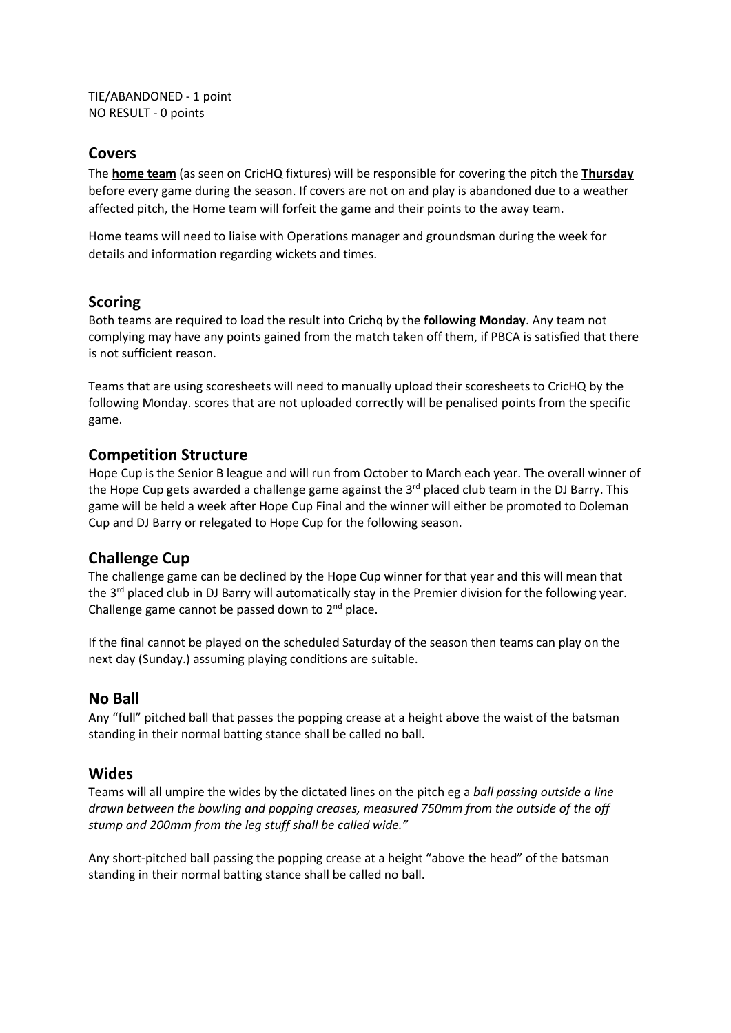TIE/ABANDONED - 1 point
NO RESULT - 0 points

## Covers

The **home team** (as seen on CricHQ fixtures) will be responsible for covering the pitch the **Thursday** before every game during the season. If covers are not on and play is abandoned due to a weather affected pitch, the Home team will forfeit the game and their points to the away team.

Home teams will need to liaise with Operations manager and groundsman during the week for details and information regarding wickets and times.

## Scoring

Both teams are required to load the result into Crichq by the **following Monday**. Any team not complying may have any points gained from the match taken off them, if PBCA is satisfied that there is not sufficient reason.

Teams that are using scoresheets will need to manually upload their scoresheets to CricHQ by the following Monday. scores that are not uploaded correctly will be penalised points from the specific game.

## Competition Structure

Hope Cup is the Senior B league and will run from October to March each year. The overall winner of the Hope Cup gets awarded a challenge game against the 3rd placed club team in the DJ Barry. This game will be held a week after Hope Cup Final and the winner will either be promoted to Doleman Cup and DJ Barry or relegated to Hope Cup for the following season.

## Challenge Cup

The challenge game can be declined by the Hope Cup winner for that year and this will mean that the 3rd placed club in DJ Barry will automatically stay in the Premier division for the following year. Challenge game cannot be passed down to 2nd place.

If the final cannot be played on the scheduled Saturday of the season then teams can play on the next day (Sunday.) assuming playing conditions are suitable.

## No Ball

Any "full" pitched ball that passes the popping crease at a height above the waist of the batsman standing in their normal batting stance shall be called no ball.

## Wides

Teams will all umpire the wides by the dictated lines on the pitch eg a *ball passing outside a line drawn between the bowling and popping creases, measured 750mm from the outside of the off stump and 200mm from the leg stuff shall be called wide."*

Any short-pitched ball passing the popping crease at a height "above the head" of the batsman standing in their normal batting stance shall be called no ball.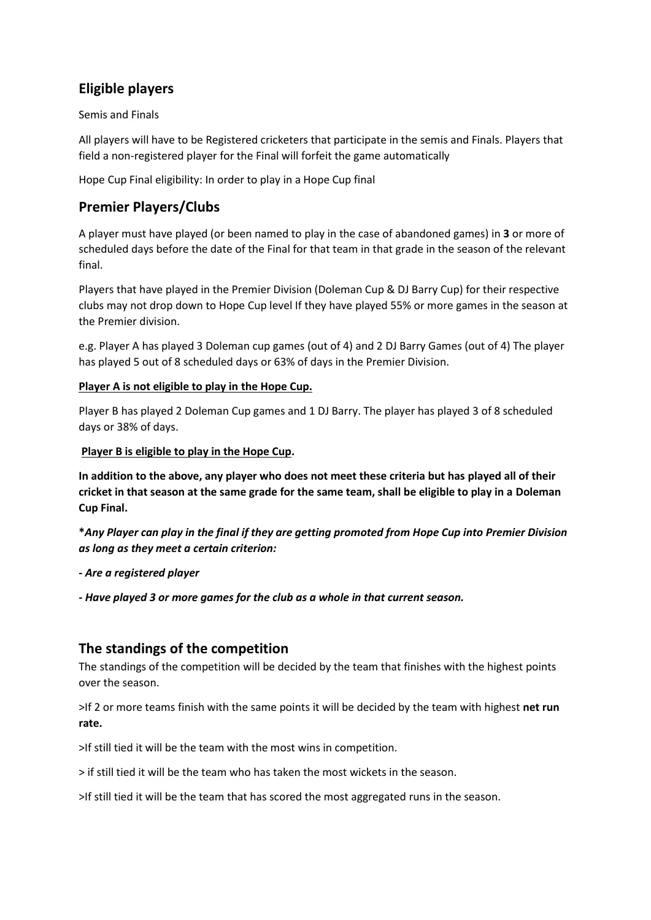## Eligible players

Semis and Finals

All players will have to be Registered cricketers that participate in the semis and Finals. Players that field a non-registered player for the Final will forfeit the game automatically

Hope Cup Final eligibility: In order to play in a Hope Cup final

## Premier Players/Clubs

A player must have played (or been named to play in the case of abandoned games) in **3** or more of scheduled days before the date of the Final for that team in that grade in the season of the relevant final.

Players that have played in the Premier Division (Doleman Cup & DJ Barry Cup) for their respective clubs may not drop down to Hope Cup level If they have played 55% or more games in the season at the Premier division.

e.g. Player A has played 3 Doleman cup games (out of 4) and 2 DJ Barry Games (out of 4) The player has played 5 out of 8 scheduled days or 63% of days in the Premier Division.

**<u>Player A is not eligible to play in the Hope Cup.</u>**

Player B has played 2 Doleman Cup games and 1 DJ Barry. The player has played 3 of 8 scheduled days or 38% of days.

**<u>Player B is eligible to play in the Hope Cup</u>.**

**In addition to the above, any player who does not meet these criteria but has played all of their cricket in that season at the same grade for the same team, shall be eligible to play in a Doleman Cup Final.**

***Any Player can play in the final if they are getting promoted from Hope Cup into Premier Division as long as they meet a certain criterion:***

***- Are a registered player***

***- Have played 3 or more games for the club as a whole in that current season.***

## The standings of the competition

The standings of the competition will be decided by the team that finishes with the highest points over the season.

>If 2 or more teams finish with the same points it will be decided by the team with highest **net run rate.**

>If still tied it will be the team with the most wins in competition.

> if still tied it will be the team who has taken the most wickets in the season.

>If still tied it will be the team that has scored the most aggregated runs in the season.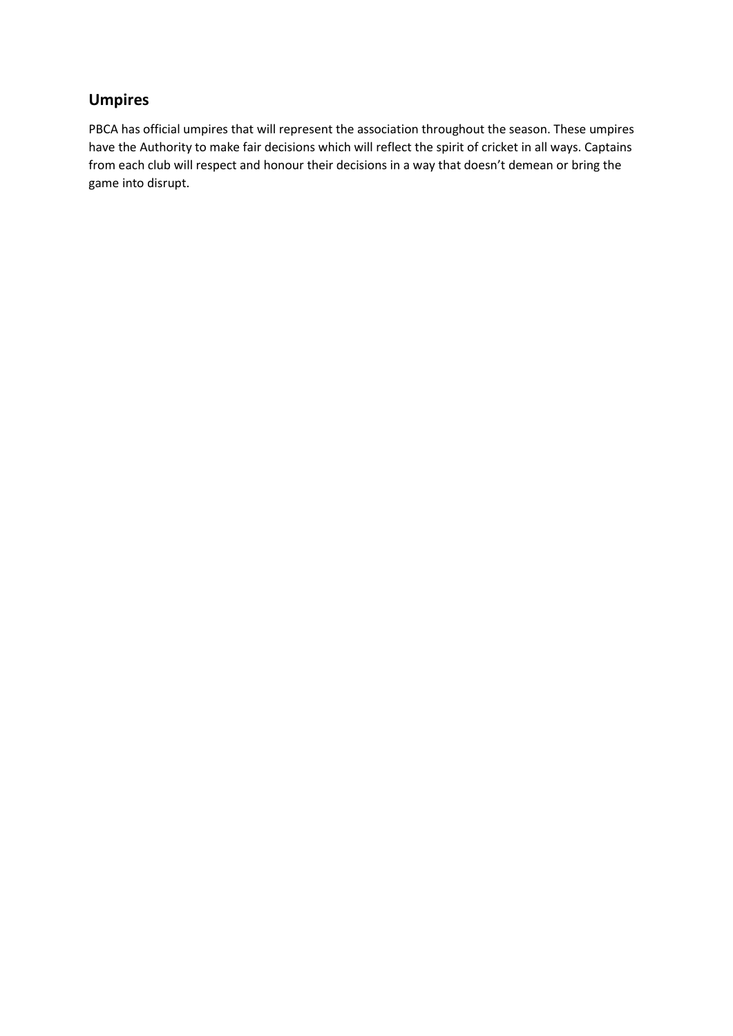## Umpires

PBCA has official umpires that will represent the association throughout the season. These umpires have the Authority to make fair decisions which will reflect the spirit of cricket in all ways. Captains from each club will respect and honour their decisions in a way that doesn't demean or bring the game into disrupt.